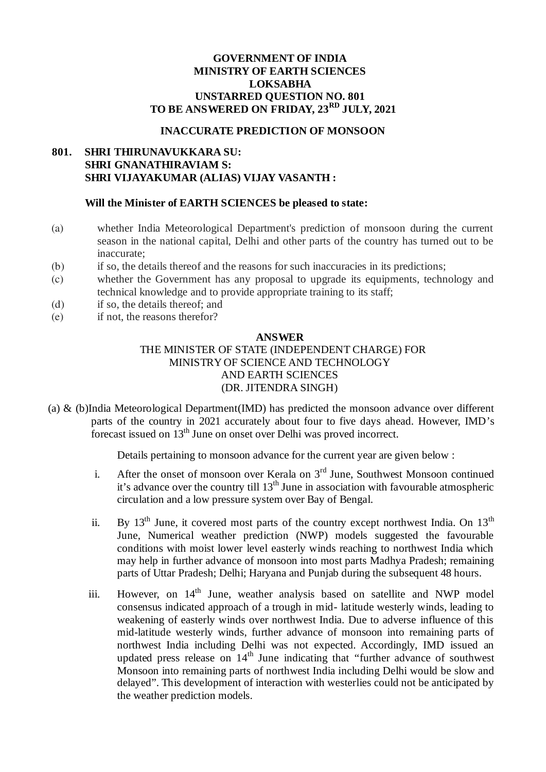**GOVERNMENT OF INDIA**
**MINISTRY OF EARTH SCIENCES**
**LOKSABHA**
**UNSTARRED QUESTION NO. 801**
**TO BE ANSWERED ON FRIDAY, 23RD JULY, 2021**

**INACCURATE PREDICTION OF MONSOON**

**801. SHRI THIRUNAVUKKARA SU:**
**SHRI GNANATHIRAVIAM S:**
**SHRI VIJAYAKUMAR (ALIAS) VIJAY VASANTH :**

**Will the Minister of EARTH SCIENCES be pleased to state:**

(a) whether India Meteorological Department's prediction of monsoon during the current season in the national capital, Delhi and other parts of the country has turned out to be inaccurate;
(b) if so, the details thereof and the reasons for such inaccuracies in its predictions;
(c) whether the Government has any proposal to upgrade its equipments, technology and technical knowledge and to provide appropriate training to its staff;
(d) if so, the details thereof; and
(e) if not, the reasons therefor?

**ANSWER**
THE MINISTER OF STATE (INDEPENDENT CHARGE) FOR
MINISTRY OF SCIENCE AND TECHNOLOGY
AND EARTH SCIENCES
(DR. JITENDRA SINGH)

(a) & (b) India Meteorological Department(IMD) has predicted the monsoon advance over different parts of the country in 2021 accurately about four to five days ahead. However, IMD's forecast issued on 13th June on onset over Delhi was proved incorrect.

Details pertaining to monsoon advance for the current year are given below :

i. After the onset of monsoon over Kerala on 3rd June, Southwest Monsoon continued it's advance over the country till 13th June in association with favourable atmospheric circulation and a low pressure system over Bay of Bengal.

ii. By 13th June, it covered most parts of the country except northwest India. On 13th June, Numerical weather prediction (NWP) models suggested the favourable conditions with moist lower level easterly winds reaching to northwest India which may help in further advance of monsoon into most parts Madhya Pradesh; remaining parts of Uttar Pradesh; Delhi; Haryana and Punjab during the subsequent 48 hours.

iii. However, on 14th June, weather analysis based on satellite and NWP model consensus indicated approach of a trough in mid- latitude westerly winds, leading to weakening of easterly winds over northwest India. Due to adverse influence of this mid-latitude westerly winds, further advance of monsoon into remaining parts of northwest India including Delhi was not expected. Accordingly, IMD issued an updated press release on 14th June indicating that "further advance of southwest Monsoon into remaining parts of northwest India including Delhi would be slow and delayed". This development of interaction with westerlies could not be anticipated by the weather prediction models.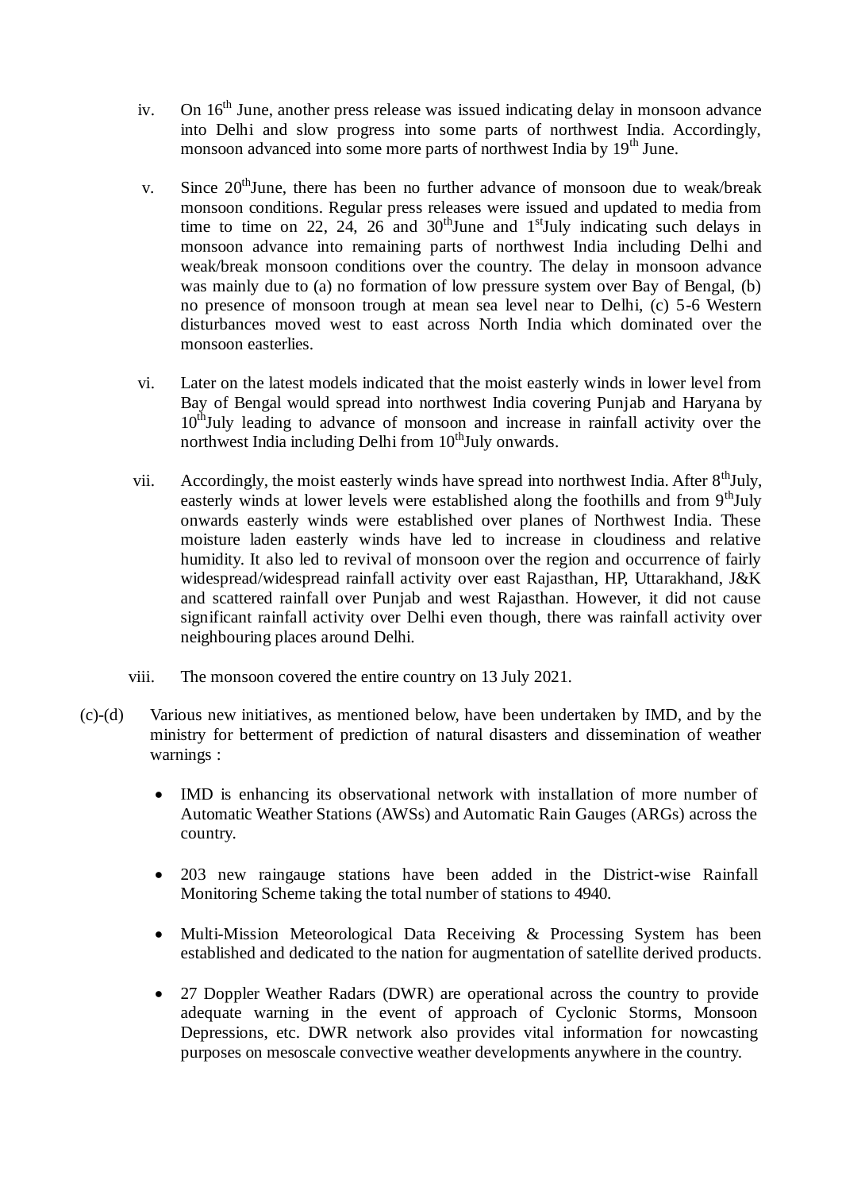iv. On 16th June, another press release was issued indicating delay in monsoon advance into Delhi and slow progress into some parts of northwest India. Accordingly, monsoon advanced into some more parts of northwest India by 19th June.

v. Since 20thJune, there has been no further advance of monsoon due to weak/break monsoon conditions. Regular press releases were issued and updated to media from time to time on 22, 24, 26 and 30thJune and 1stJuly indicating such delays in monsoon advance into remaining parts of northwest India including Delhi and weak/break monsoon conditions over the country. The delay in monsoon advance was mainly due to (a) no formation of low pressure system over Bay of Bengal, (b) no presence of monsoon trough at mean sea level near to Delhi, (c) 5-6 Western disturbances moved west to east across North India which dominated over the monsoon easterlies.

vi. Later on the latest models indicated that the moist easterly winds in lower level from Bay of Bengal would spread into northwest India covering Punjab and Haryana by 10thJuly leading to advance of monsoon and increase in rainfall activity over the northwest India including Delhi from 10thJuly onwards.

vii. Accordingly, the moist easterly winds have spread into northwest India. After 8thJuly, easterly winds at lower levels were established along the foothills and from 9thJuly onwards easterly winds were established over planes of Northwest India. These moisture laden easterly winds have led to increase in cloudiness and relative humidity. It also led to revival of monsoon over the region and occurrence of fairly widespread/widespread rainfall activity over east Rajasthan, HP, Uttarakhand, J&K and scattered rainfall over Punjab and west Rajasthan. However, it did not cause significant rainfall activity over Delhi even though, there was rainfall activity over neighbouring places around Delhi.

viii. The monsoon covered the entire country on 13 July 2021.

(c)-(d) Various new initiatives, as mentioned below, have been undertaken by IMD, and by the ministry for betterment of prediction of natural disasters and dissemination of weather warnings :

- IMD is enhancing its observational network with installation of more number of Automatic Weather Stations (AWSs) and Automatic Rain Gauges (ARGs) across the country.

- 203 new raingauge stations have been added in the District-wise Rainfall Monitoring Scheme taking the total number of stations to 4940.

- Multi-Mission Meteorological Data Receiving & Processing System has been established and dedicated to the nation for augmentation of satellite derived products.

- 27 Doppler Weather Radars (DWR) are operational across the country to provide adequate warning in the event of approach of Cyclonic Storms, Monsoon Depressions, etc. DWR network also provides vital information for nowcasting purposes on mesoscale convective weather developments anywhere in the country.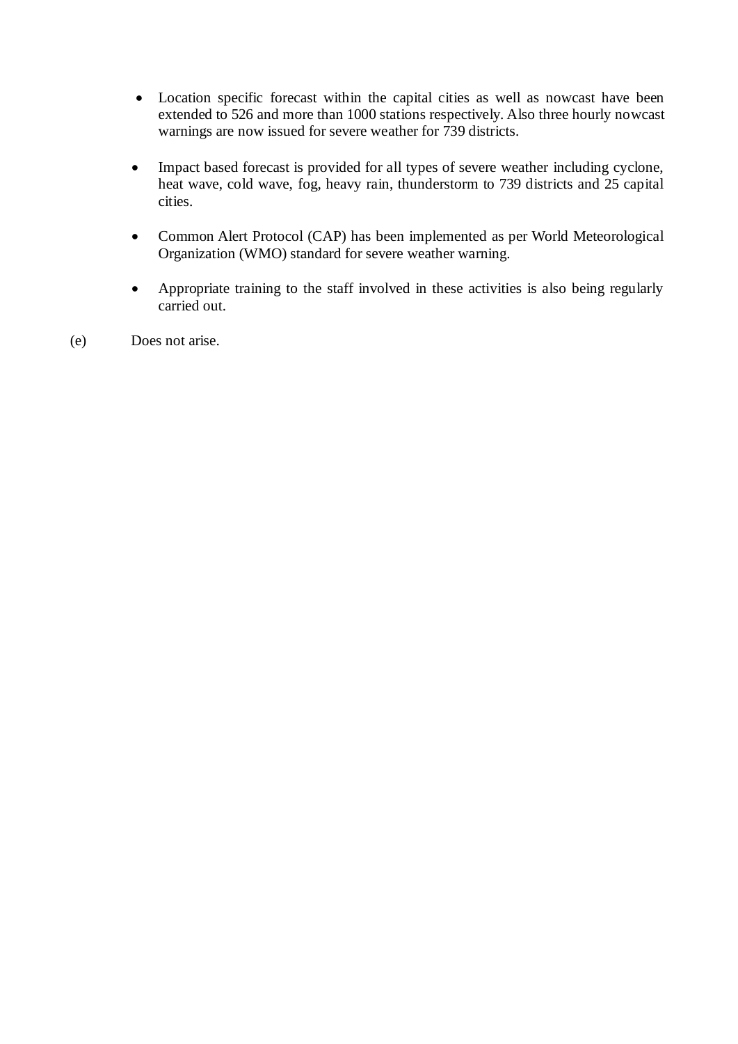- Location specific forecast within the capital cities as well as nowcast have been extended to 526 and more than 1000 stations respectively. Also three hourly nowcast warnings are now issued for severe weather for 739 districts.

- Impact based forecast is provided for all types of severe weather including cyclone, heat wave, cold wave, fog, heavy rain, thunderstorm to 739 districts and 25 capital cities.

- Common Alert Protocol (CAP) has been implemented as per World Meteorological Organization (WMO) standard for severe weather warning.

- Appropriate training to the staff involved in these activities is also being regularly carried out.

(e) Does not arise.